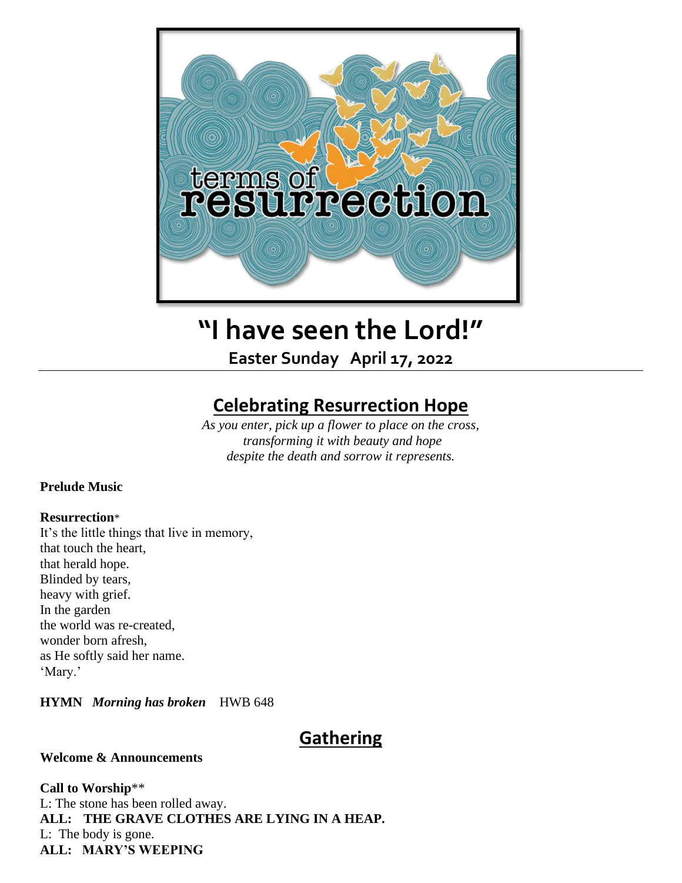# "I have seen the Lord!"

**Easter Sunday April 17, 2022**

## Celebrating Resurrection Hope

*As you enter, pick up a flower to place on the cross,*
*transforming it with beauty and hope*
*despite the death and sorrow it represents.*

**Prelude Music**

**Resurrection***
It's the little things that live in memory,
that touch the heart,
that herald hope.
Blinded by tears,
heavy with grief.
In the garden
the world was re-created,
wonder born afresh,
as He softly said her name.
'Mary.'

**HYMN** ***Morning has broken*** HWB 648

## Gathering

**Welcome & Announcements**

**Call to Worship****
L: The stone has been rolled away.
**ALL: THE GRAVE CLOTHES ARE LYING IN A HEAP.**
L: The body is gone.
**ALL: MARY'S WEEPING**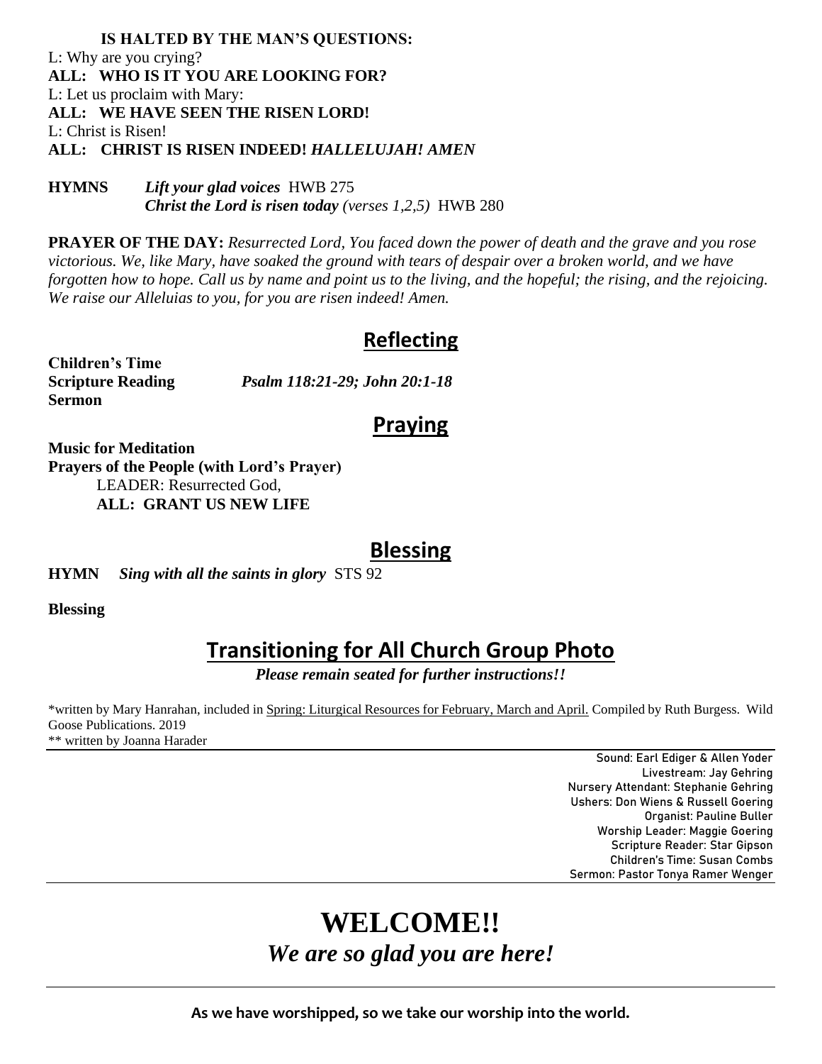**IS HALTED BY THE MAN'S QUESTIONS:**

L: Why are you crying?

**ALL: WHO IS IT YOU ARE LOOKING FOR?**

L: Let us proclaim with Mary:

**ALL: WE HAVE SEEN THE RISEN LORD!**

L: Christ is Risen!

**ALL: CHRIST IS RISEN INDEED!** ***HALLELUJAH! AMEN***

**HYMNS** ***Lift your glad voices*** HWB 275
***Christ the Lord is risen today*** *(verses 1,2,5)* HWB 280

**PRAYER OF THE DAY:** *Resurrected Lord, You faced down the power of death and the grave and you rose victorious. We, like Mary, have soaked the ground with tears of despair over a broken world, and we have forgotten how to hope. Call us by name and point us to the living, and the hopeful; the rising, and the rejoicing. We raise our Alleluias to you, for you are risen indeed! Amen.*

## Reflecting

**Children's Time**

**Scripture Reading** *Psalm 118:21-29; John 20:1-18*

**Sermon**

## Praying

**Music for Meditation**

**Prayers of the People (with Lord's Prayer)**

LEADER: Resurrected God,

**ALL: GRANT US NEW LIFE**

## Blessing

**HYMN** ***Sing with all the saints in glory*** STS 92

**Blessing**

## Transitioning for All Church Group Photo

***Please remain seated for further instructions!!***

\*written by Mary Hanrahan, included in Spring: Liturgical Resources for February, March and April. Compiled by Ruth Burgess. Wild Goose Publications. 2019

\*\* written by Joanna Harader

---

Sound: Earl Ediger & Allen Yoder
Livestream: Jay Gehring
Nursery Attendant: Stephanie Gehring
Ushers: Don Wiens & Russell Goering
Organist: Pauline Buller
Worship Leader: Maggie Goering
Scripture Reader: Star Gipson
Children's Time: Susan Combs
Sermon: Pastor Tonya Ramer Wenger

---

# WELCOME!!

***We are so glad you are here!***

---

**As we have worshipped, so we take our worship into the world.**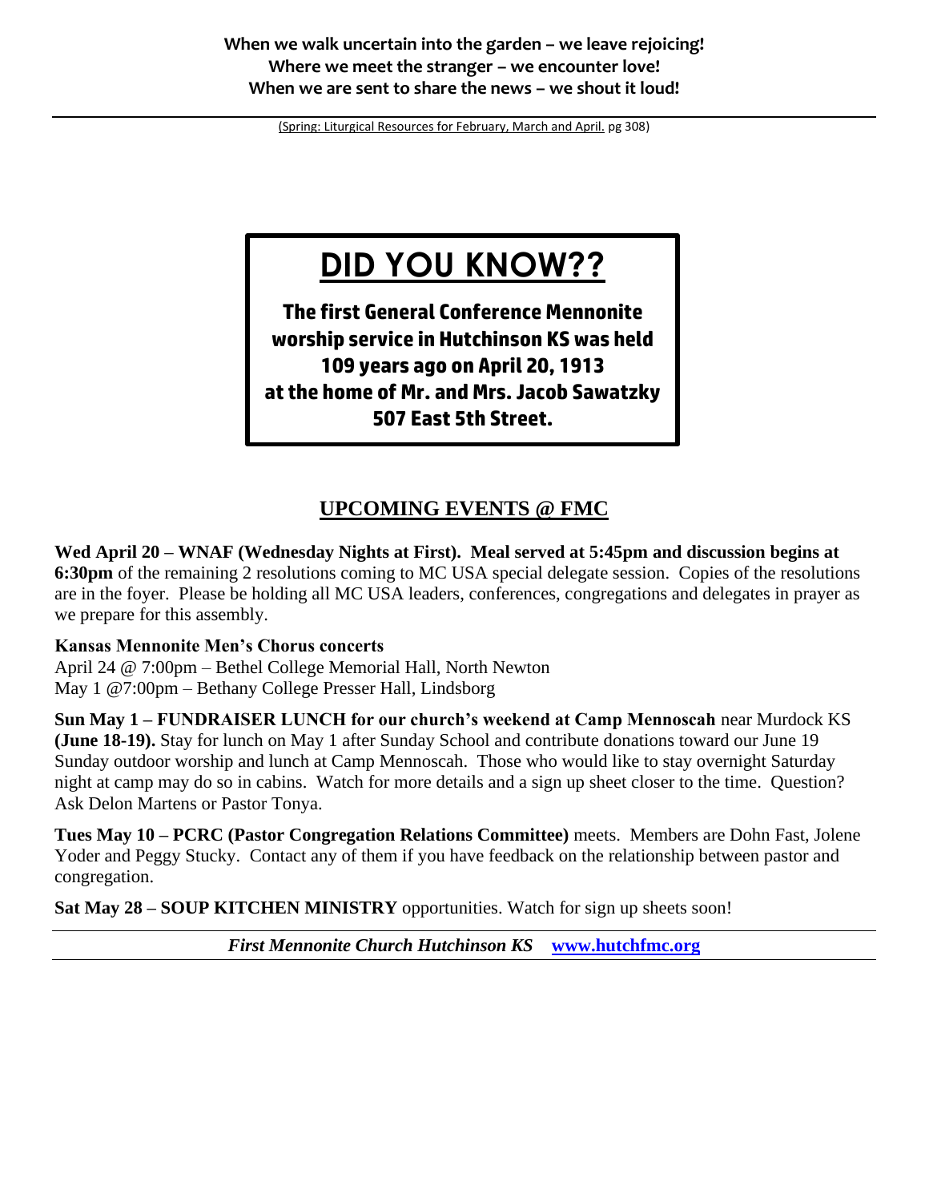**When we walk uncertain into the garden – we leave rejoicing!**
**Where we meet the stranger – we encounter love!**
**When we are sent to share the news – we shout it loud!**

(Spring: Liturgical Resources for February, March and April. pg 308)

# DID YOU KNOW??

**The first General Conference Mennonite worship service in Hutchinson KS was held 109 years ago on April 20, 1913 at the home of Mr. and Mrs. Jacob Sawatzky 507 East 5th Street.**

## UPCOMING EVENTS @ FMC

**Wed April 20 – WNAF (Wednesday Nights at First). Meal served at 5:45pm and discussion begins at 6:30pm** of the remaining 2 resolutions coming to MC USA special delegate session. Copies of the resolutions are in the foyer. Please be holding all MC USA leaders, conferences, congregations and delegates in prayer as we prepare for this assembly.

**Kansas Mennonite Men's Chorus concerts**
April 24 @ 7:00pm – Bethel College Memorial Hall, North Newton
May 1 @7:00pm – Bethany College Presser Hall, Lindsborg

**Sun May 1 – FUNDRAISER LUNCH for our church's weekend at Camp Mennoscah** near Murdock KS **(June 18-19).** Stay for lunch on May 1 after Sunday School and contribute donations toward our June 19 Sunday outdoor worship and lunch at Camp Mennoscah. Those who would like to stay overnight Saturday night at camp may do so in cabins. Watch for more details and a sign up sheet closer to the time. Question? Ask Delon Martens or Pastor Tonya.

**Tues May 10 – PCRC (Pastor Congregation Relations Committee)** meets. Members are Dohn Fast, Jolene Yoder and Peggy Stucky. Contact any of them if you have feedback on the relationship between pastor and congregation.

**Sat May 28 – SOUP KITCHEN MINISTRY** opportunities. Watch for sign up sheets soon!

***First Mennonite Church Hutchinson KS*** **www.hutchfmc.org**